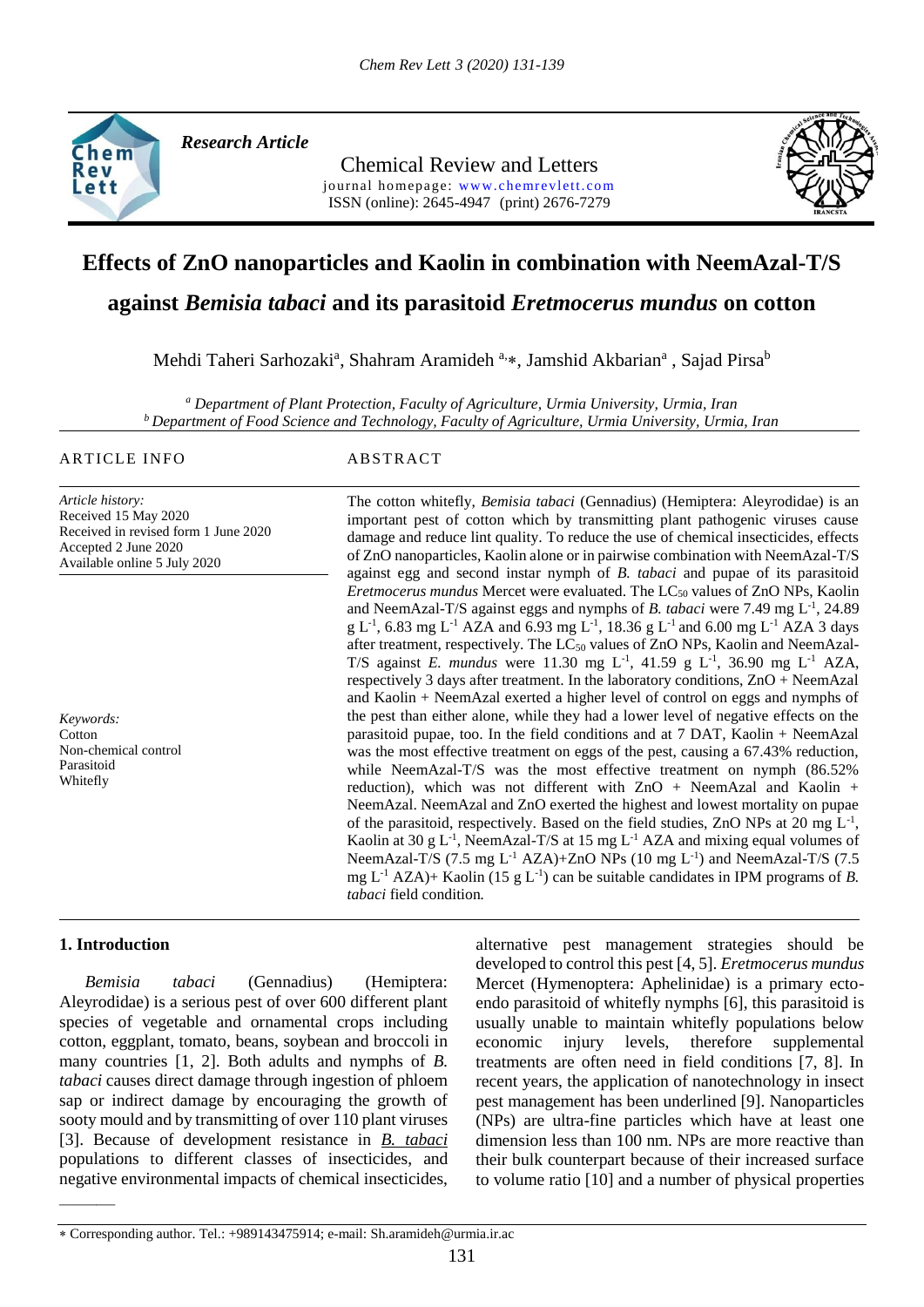Research Article

Chemical Review and Letters

journal homepage: www.chemrevlett.com

ISSN (online): 2645-4947 (print) 2676-7279

# Effects of ZnO nanoparticles and Kaolin in combination with NeemAzal-T/S against *Bemisia tabaci* and its parasitoid *Eretmocerus mundus* on cotton

Mehdi Taheri Sarhozaki[a], Shahram Aramideh [a,*], Jamshid Akbarian[a], Sajad Pirsa[b]

[a] *Department of Plant Protection, Faculty of Agriculture, Urmia University, Urmia, Iran*

[b] *Department of Food Science and Technology, Faculty of Agriculture, Urmia University, Urmia, Iran*

ARTICLE INFO

*Article history:*
Received 15 May 2020
Received in revised form 1 June 2020
Accepted 2 June 2020
Available online 5 July 2020

*Keywords:*
Cotton
Non-chemical control
Parasitoid
Whitefly

ABSTRACT

The cotton whitefly, *Bemisia tabaci* (Gennadius) (Hemiptera: Aleyrodidae) is an important pest of cotton which by transmitting plant pathogenic viruses cause damage and reduce lint quality. To reduce the use of chemical insecticides, effects of ZnO nanoparticles, Kaolin alone or in pairwise combination with NeemAzal-T/S against egg and second instar nymph of *B. tabaci* and pupae of its parasitoid *Eretmocerus mundus* Mercet were evaluated. The $LC_{50}$ values of ZnO NPs, Kaolin and NeemAzal-T/S against eggs and nymphs of *B. tabaci* were 7.49 mg $L^{-1}$, 24.89 g $L^{-1}$, 6.83 mg $L^{-1}$ AZA and 6.93 mg $L^{-1}$, 18.36 g $L^{-1}$ and 6.00 mg $L^{-1}$ AZA 3 days after treatment, respectively. The $LC_{50}$ values of ZnO NPs, Kaolin and NeemAzal-T/S against *E. mundus* were 11.30 mg $L^{-1}$, 41.59 g $L^{-1}$, 36.90 mg $L^{-1}$ AZA, respectively 3 days after treatment. In the laboratory conditions, ZnO + NeemAzal and Kaolin + NeemAzal exerted a higher level of control on eggs and nymphs of the pest than either alone, while they had a lower level of negative effects on the parasitoid pupae, too. In the field conditions and at 7 DAT, Kaolin + NeemAzal was the most effective treatment on eggs of the pest, causing a 67.43% reduction, while NeemAzal-T/S was the most effective treatment on nymph (86.52% reduction), which was not different with ZnO + NeemAzal and Kaolin + NeemAzal. NeemAzal and ZnO exerted the highest and lowest mortality on pupae of the parasitoid, respectively. Based on the field studies, ZnO NPs at 20 mg $L^{-1}$, Kaolin at 30 g $L^{-1}$, NeemAzal-T/S at 15 mg $L^{-1}$ AZA and mixing equal volumes of NeemAzal-T/S (7.5 mg $L^{-1}$ AZA)+ZnO NPs (10 mg $L^{-1}$) and NeemAzal-T/S (7.5 mg $L^{-1}$ AZA)+ Kaolin (15 g $L^{-1}$) can be suitable candidates in IPM programs of *B. tabaci* field condition.

## 1. Introduction

*Bemisia tabaci* (Gennadius) (Hemiptera: Aleyrodidae) is a serious pest of over 600 different plant species of vegetable and ornamental crops including cotton, eggplant, tomato, beans, soybean and broccoli in many countries [1, 2]. Both adults and nymphs of *B. tabaci* causes direct damage through ingestion of phloem sap or indirect damage by encouraging the growth of sooty mould and by transmitting of over 110 plant viruses [3]. Because of development resistance in *B. tabaci* populations to different classes of insecticides, and negative environmental impacts of chemical insecticides, alternative pest management strategies should be developed to control this pest [4, 5]. *Eretmocerus mundus* Mercet (Hymenoptera: Aphelinidae) is a primary ecto-endo parasitoid of whitefly nymphs [6], this parasitoid is usually unable to maintain whitefly populations below economic injury levels, therefore supplemental treatments are often need in field conditions [7, 8]. In recent years, the application of nanotechnology in insect pest management has been underlined [9]. Nanoparticles (NPs) are ultra-fine particles which have at least one dimension less than 100 nm. NPs are more reactive than their bulk counterpart because of their increased surface to volume ratio [10] and a number of physical properties

---

* Corresponding author. Tel.: +989143475914; e-mail: Sh.aramideh@urmia.ir.ac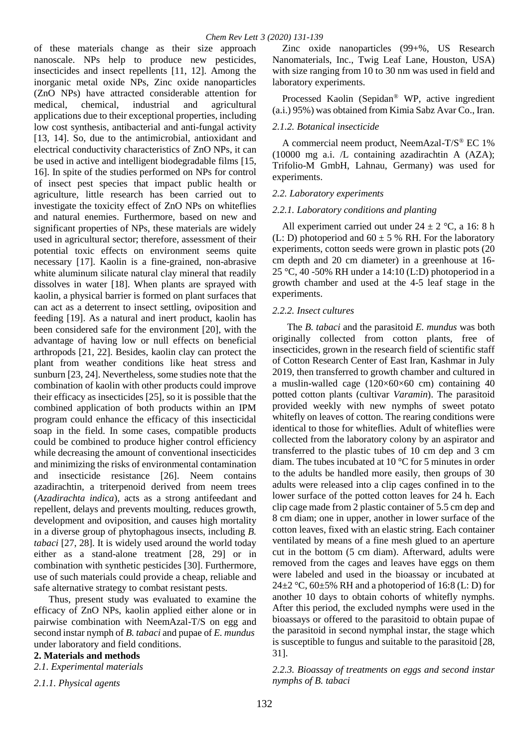of these materials change as their size approach nanoscale. NPs help to produce new pesticides, insecticides and insect repellents [11, 12]. Among the inorganic metal oxide NPs, Zinc oxide nanoparticles (ZnO NPs) have attracted considerable attention for medical, chemical, industrial and agricultural applications due to their exceptional properties, including low cost synthesis, antibacterial and anti-fungal activity [13, 14]. So, due to the antimicrobial, antioxidant and electrical conductivity characteristics of ZnO NPs, it can be used in active and intelligent biodegradable films [15, 16]. In spite of the studies performed on NPs for control of insect pest species that impact public health or agriculture, little research has been carried out to investigate the toxicity effect of ZnO NPs on whiteflies and natural enemies. Furthermore, based on new and significant properties of NPs, these materials are widely used in agricultural sector; therefore, assessment of their potential toxic effects on environment seems quite necessary [17]. Kaolin is a fine-grained, non-abrasive white aluminum silicate natural clay mineral that readily dissolves in water [18]. When plants are sprayed with kaolin, a physical barrier is formed on plant surfaces that can act as a deterrent to insect settling, oviposition and feeding [19]. As a natural and inert product, kaolin has been considered safe for the environment [20], with the advantage of having low or null effects on beneficial arthropods [21, 22]. Besides, kaolin clay can protect the plant from weather conditions like heat stress and sunburn [23, 24]. Nevertheless, some studies note that the combination of kaolin with other products could improve their efficacy as insecticides [25], so it is possible that the combined application of both products within an IPM program could enhance the efficacy of this insecticidal soap in the field. In some cases, compatible products could be combined to produce higher control efficiency while decreasing the amount of conventional insecticides and minimizing the risks of environmental contamination and insecticide resistance [26]. Neem contains azadirachtin, a triterpenoid derived from neem trees (*Azadirachta indica*), acts as a strong antifeedant and repellent, delays and prevents moulting, reduces growth, development and oviposition, and causes high mortality in a diverse group of phytophagous insects, including *B. tabaci* [27, 28]. It is widely used around the world today either as a stand-alone treatment [28, 29] or in combination with synthetic pesticides [30]. Furthermore, use of such materials could provide a cheap, reliable and safe alternative strategy to combat resistant pests.

Thus, present study was evaluated to examine the efficacy of ZnO NPs, kaolin applied either alone or in pairwise combination with NeemAzal-T/S on egg and second instar nymph of *B. tabaci* and pupae of *E. mundus* under laboratory and field conditions.

## 2. Materials and methods

### *2.1. Experimental materials*

#### *2.1.1. Physical agents*

Zinc oxide nanoparticles (99+%, US Research Nanomaterials, Inc., Twig Leaf Lane, Houston, USA) with size ranging from 10 to 30 nm was used in field and laboratory experiments.

Processed Kaolin (Sepidan® WP, active ingredient (a.i.) 95%) was obtained from Kimia Sabz Avar Co., Iran.

#### *2.1.2. Botanical insecticide*

A commercial neem product, NeemAzal-T/S® EC 1% (10000 mg a.i. /L containing azadirachtin A (AZA); Trifolio-M GmbH, Lahnau, Germany) was used for experiments.

### *2.2. Laboratory experiments*

#### *2.2.1. Laboratory conditions and planting*

All experiment carried out under 24 ± 2 °C, a 16: 8 h (L: D) photoperiod and 60 ± 5 % RH. For the laboratory experiments, cotton seeds were grown in plastic pots (20 cm depth and 20 cm diameter) in a greenhouse at 16-25 °C, 40 -50% RH under a 14:10 (L:D) photoperiod in a growth chamber and used at the 4-5 leaf stage in the experiments.

#### *2.2.2. Insect cultures*

The *B. tabaci* and the parasitoid *E. mundus* was both originally collected from cotton plants, free of insecticides, grown in the research field of scientific staff of Cotton Research Center of East Iran, Kashmar in July 2019, then transferred to growth chamber and cultured in a muslin-walled cage (120×60×60 cm) containing 40 potted cotton plants (cultivar *Varamin*). The parasitoid provided weekly with new nymphs of sweet potato whitefly on leaves of cotton. The rearing conditions were identical to those for whiteflies. Adult of whiteflies were collected from the laboratory colony by an aspirator and transferred to the plastic tubes of 10 cm dep and 3 cm diam. The tubes incubated at 10 °C for 5 minutes in order to the adults be handled more easily, then groups of 30 adults were released into a clip cages confined in to the lower surface of the potted cotton leaves for 24 h. Each clip cage made from 2 plastic container of 5.5 cm dep and 8 cm diam; one in upper, another in lower surface of the cotton leaves, fixed with an elastic string. Each container ventilated by means of a fine mesh glued to an aperture cut in the bottom (5 cm diam). Afterward, adults were removed from the cages and leaves have eggs on them were labeled and used in the bioassay or incubated at 24±2 °C, 60±5% RH and a photoperiod of 16:8 (L: D) for another 10 days to obtain cohorts of whitefly nymphs. After this period, the excluded nymphs were used in the bioassays or offered to the parasitoid to obtain pupae of the parasitoid in second nymphal instar, the stage which is susceptible to fungus and suitable to the parasitoid [28, 31].

#### *2.2.3. Bioassay of treatments on eggs and second instar nymphs of B. tabaci*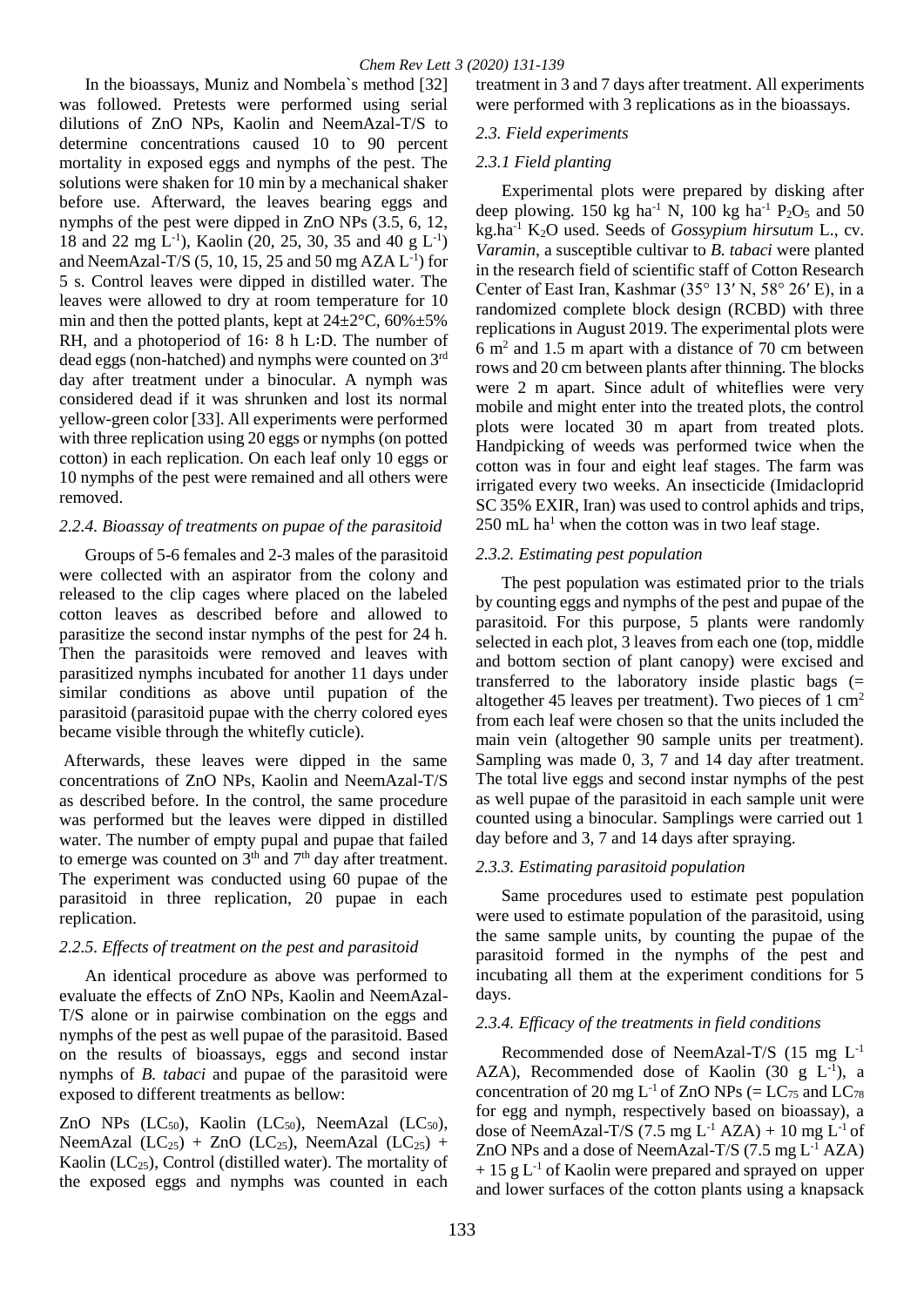In the bioassays, Muniz and Nombela`s method [32] was followed. Pretests were performed using serial dilutions of ZnO NPs, Kaolin and NeemAzal-T/S to determine concentrations caused 10 to 90 percent mortality in exposed eggs and nymphs of the pest. The solutions were shaken for 10 min by a mechanical shaker before use. Afterward, the leaves bearing eggs and nymphs of the pest were dipped in ZnO NPs (3.5, 6, 12, 18 and 22 mg $L^{-1}$), Kaolin (20, 25, 30, 35 and 40 g $L^{-1}$) and NeemAzal-T/S (5, 10, 15, 25 and 50 mg AZA $L^{-1}$) for 5 s. Control leaves were dipped in distilled water. The leaves were allowed to dry at room temperature for 10 min and then the potted plants, kept at 24±2°C, 60%±5% RH, and a photoperiod of 16: 8 h L:D. The number of dead eggs (non-hatched) and nymphs were counted on 3rd day after treatment under a binocular. A nymph was considered dead if it was shrunken and lost its normal yellow-green color [33]. All experiments were performed with three replication using 20 eggs or nymphs (on potted cotton) in each replication. On each leaf only 10 eggs or 10 nymphs of the pest were remained and all others were removed.

### 2.2.4. Bioassay of treatments on pupae of the parasitoid

Groups of 5-6 females and 2-3 males of the parasitoid were collected with an aspirator from the colony and released to the clip cages where placed on the labeled cotton leaves as described before and allowed to parasitize the second instar nymphs of the pest for 24 h. Then the parasitoids were removed and leaves with parasitized nymphs incubated for another 11 days under similar conditions as above until pupation of the parasitoid (parasitoid pupae with the cherry colored eyes became visible through the whitefly cuticle).

Afterwards, these leaves were dipped in the same concentrations of ZnO NPs, Kaolin and NeemAzal-T/S as described before. In the control, the same procedure was performed but the leaves were dipped in distilled water. The number of empty pupal and pupae that failed to emerge was counted on 3th and 7th day after treatment. The experiment was conducted using 60 pupae of the parasitoid in three replication, 20 pupae in each replication.

### 2.2.5. Effects of treatment on the pest and parasitoid

An identical procedure as above was performed to evaluate the effects of ZnO NPs, Kaolin and NeemAzal-T/S alone or in pairwise combination on the eggs and nymphs of the pest as well pupae of the parasitoid. Based on the results of bioassays, eggs and second instar nymphs of *B. tabaci* and pupae of the parasitoid were exposed to different treatments as bellow:

ZnO NPs ($LC_{50}$), Kaolin ($LC_{50}$), NeemAzal ($LC_{50}$), NeemAzal ($LC_{25}$) + ZnO ($LC_{25}$), NeemAzal ($LC_{25}$) + Kaolin ($LC_{25}$), Control (distilled water). The mortality of the exposed eggs and nymphs was counted in each treatment in 3 and 7 days after treatment. All experiments were performed with 3 replications as in the bioassays.

### 2.3. Field experiments

#### 2.3.1 Field planting

Experimental plots were prepared by disking after deep plowing. 150 kg $ha^{-1}$ N, 100 kg $ha^{-1}$ $P_2O_5$ and 50 kg.$ha^{-1}$ $K_2O$ used. Seeds of *Gossypium hirsutum* L., cv. *Varamin*, a susceptible cultivar to *B. tabaci* were planted in the research field of scientific staff of Cotton Research Center of East Iran, Kashmar (35° 13′ N, 58° 26′ E), in a randomized complete block design (RCBD) with three replications in August 2019. The experimental plots were 6 $m^2$ and 1.5 m apart with a distance of 70 cm between rows and 20 cm between plants after thinning. The blocks were 2 m apart. Since adult of whiteflies were very mobile and might enter into the treated plots, the control plots were located 30 m apart from treated plots. Handpicking of weeds was performed twice when the cotton was in four and eight leaf stages. The farm was irrigated every two weeks. An insecticide (Imidacloprid SC 35% EXIR, Iran) was used to control aphids and trips, 250 mL $ha^1$ when the cotton was in two leaf stage.

#### 2.3.2. Estimating pest population

The pest population was estimated prior to the trials by counting eggs and nymphs of the pest and pupae of the parasitoid. For this purpose, 5 plants were randomly selected in each plot, 3 leaves from each one (top, middle and bottom section of plant canopy) were excised and transferred to the laboratory inside plastic bags (= altogether 45 leaves per treatment). Two pieces of 1 $cm^2$ from each leaf were chosen so that the units included the main vein (altogether 90 sample units per treatment). Sampling was made 0, 3, 7 and 14 day after treatment. The total live eggs and second instar nymphs of the pest as well pupae of the parasitoid in each sample unit were counted using a binocular. Samplings were carried out 1 day before and 3, 7 and 14 days after spraying.

#### 2.3.3. Estimating parasitoid population

Same procedures used to estimate pest population were used to estimate population of the parasitoid, using the same sample units, by counting the pupae of the parasitoid formed in the nymphs of the pest and incubating all them at the experiment conditions for 5 days.

#### 2.3.4. Efficacy of the treatments in field conditions

Recommended dose of NeemAzal-T/S (15 mg $L^{-1}$ AZA), Recommended dose of Kaolin (30 g $L^{-1}$), a concentration of 20 mg $L^{-1}$ of ZnO NPs (= $LC_{75}$ and $LC_{78}$ for egg and nymph, respectively based on bioassay), a dose of NeemAzal-T/S (7.5 mg $L^{-1}$ AZA) + 10 mg $L^{-1}$ of ZnO NPs and a dose of NeemAzal-T/S (7.5 mg $L^{-1}$ AZA) + 15 g $L^{-1}$ of Kaolin were prepared and sprayed on upper and lower surfaces of the cotton plants using a knapsack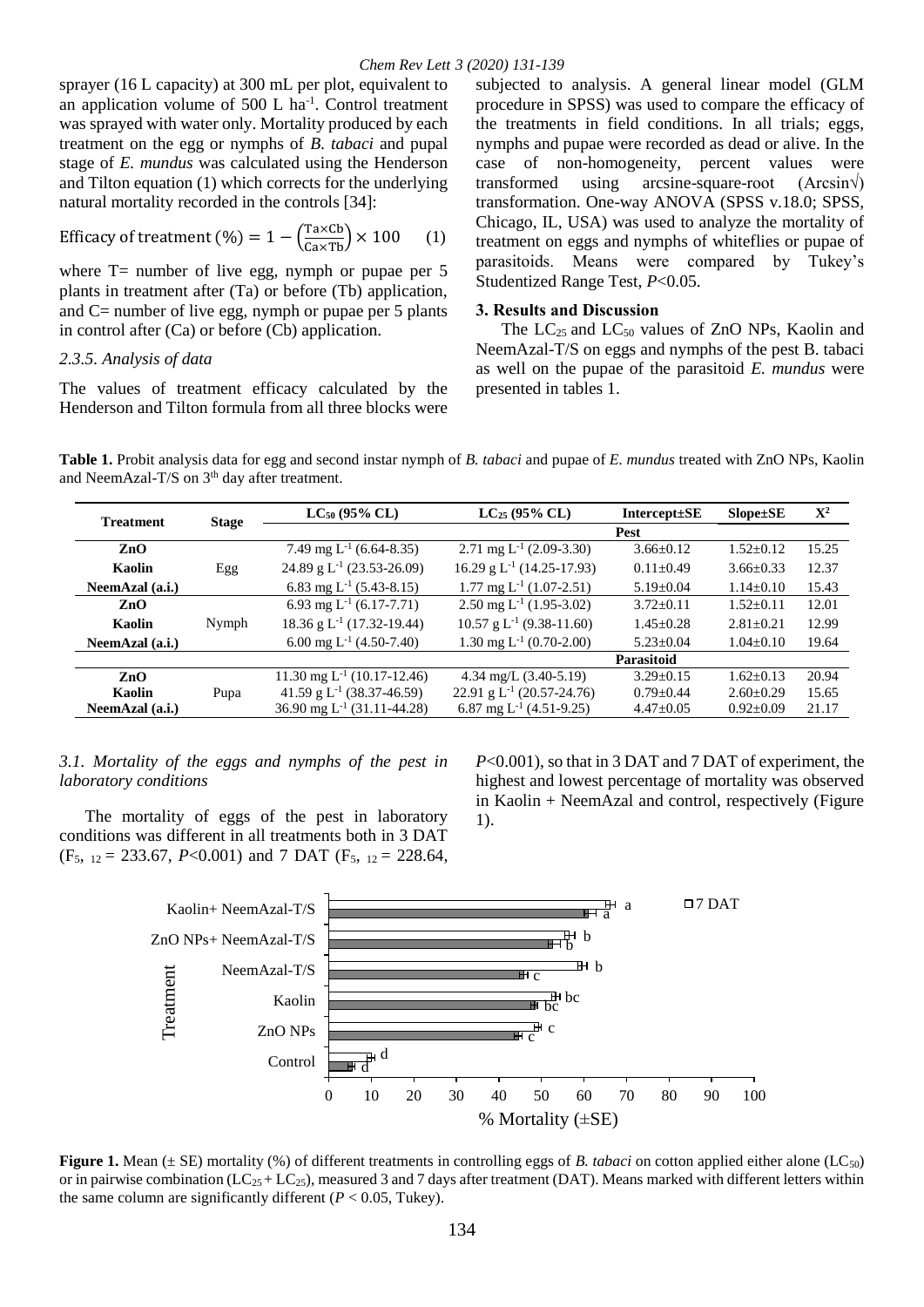sprayer (16 L capacity) at 300 mL per plot, equivalent to an application volume of 500 L $ha^{-1}$. Control treatment was sprayed with water only. Mortality produced by each treatment on the egg or nymphs of *B. tabaci* and pupal stage of *E. mundus* was calculated using the Henderson and Tilton equation (1) which corrects for the underlying natural mortality recorded in the controls [34]:

$$\text{Efficacy of treatment (\%)} = 1 - \left(\frac{\text{Ta} \times \text{Cb}}{\text{Ca} \times \text{Tb}}\right) \times 100 \quad (1)$$

where T= number of live egg, nymph or pupae per 5 plants in treatment after (Ta) or before (Tb) application, and C= number of live egg, nymph or pupae per 5 plants in control after (Ca) or before (Cb) application.

*2.3.5. Analysis of data*

The values of treatment efficacy calculated by the Henderson and Tilton formula from all three blocks were subjected to analysis. A general linear model (GLM procedure in SPSS) was used to compare the efficacy of the treatments in field conditions. In all trials; eggs, nymphs and pupae were recorded as dead or alive. In the case of non-homogeneity, percent values were transformed using arcsine-square-root (Arcsin√) transformation. One-way ANOVA (SPSS v.18.0; SPSS, Chicago, IL, USA) was used to analyze the mortality of treatment on eggs and nymphs of whiteflies or pupae of parasitoids. Means were compared by Tukey's Studentized Range Test, $P<0.05$.

## 3. Results and Discussion

The $LC_{25}$ and $LC_{50}$ values of ZnO NPs, Kaolin and NeemAzal-T/S on eggs and nymphs of the pest B. tabaci as well on the pupae of the parasitoid *E. mundus* were presented in tables 1.

**Table 1.** Probit analysis data for egg and second instar nymph of *B. tabaci* and pupae of *E. mundus* treated with ZnO NPs, Kaolin and NeemAzal-T/S on 3[th] day after treatment.

| Treatment | Stage | $LC_{50}$ (95% CL) | $LC_{25}$ (95% CL) | Intercept±SE | Slope±SE | $X^2$ |
|---|---|---|---|---|---|---|
| | | **Pest** | | | | |
| **ZnO** | Egg | 7.49 mg $L^{-1}$ (6.64-8.35) | 2.71 mg $L^{-1}$ (2.09-3.30) | 3.66±0.12 | 1.52±0.12 | 15.25 |
| **Kaolin** | | 24.89 g $L^{-1}$ (23.53-26.09) | 16.29 g $L^{-1}$ (14.25-17.93) | 0.11±0.49 | 3.66±0.33 | 12.37 |
| **NeemAzal (a.i.)** | | 6.83 mg $L^{-1}$ (5.43-8.15) | 1.77 mg $L^{-1}$ (1.07-2.51) | 5.19±0.04 | 1.14±0.10 | 15.43 |
| **ZnO** | Nymph | 6.93 mg $L^{-1}$ (6.17-7.71) | 2.50 mg $L^{-1}$ (1.95-3.02) | 3.72±0.11 | 1.52±0.11 | 12.01 |
| **Kaolin** | | 18.36 g $L^{-1}$ (17.32-19.44) | 10.57 g $L^{-1}$ (9.38-11.60) | 1.45±0.28 | 2.81±0.21 | 12.99 |
| **NeemAzal (a.i.)** | | 6.00 mg $L^{-1}$ (4.50-7.40) | 1.30 mg $L^{-1}$ (0.70-2.00) | 5.23±0.04 | 1.04±0.10 | 19.64 |
| | | **Parasitoid** | | | | |
| **ZnO** | Pupa | 11.30 mg $L^{-1}$ (10.17-12.46) | 4.34 mg/L (3.40-5.19) | 3.29±0.15 | 1.62±0.13 | 20.94 |
| **Kaolin** | | 41.59 g $L^{-1}$ (38.37-46.59) | 22.91 g $L^{-1}$ (20.57-24.76) | 0.79±0.44 | 2.60±0.29 | 15.65 |
| **NeemAzal (a.i.)** | | 36.90 mg $L^{-1}$ (31.11-44.28) | 6.87 mg $L^{-1}$ (4.51-9.25) | 4.47±0.05 | 0.92±0.09 | 21.17 |

*3.1. Mortality of the eggs and nymphs of the pest in laboratory conditions*

The mortality of eggs of the pest in laboratory conditions was different in all treatments both in 3 DAT ($F_{5,\ 12} = 233.67$, $P<0.001$) and 7 DAT ($F_{5,\ 12} = 228.64$, $P<0.001$), so that in 3 DAT and 7 DAT of experiment, the highest and lowest percentage of mortality was observed in Kaolin + NeemAzal and control, respectively (Figure 1).

**Figure 1.** Mean (± SE) mortality (%) of different treatments in controlling eggs of *B. tabaci* on cotton applied either alone ($LC_{50}$) or in pairwise combination ($LC_{25} + LC_{25}$), measured 3 and 7 days after treatment (DAT). Means marked with different letters within the same column are significantly different ($P < 0.05$, Tukey).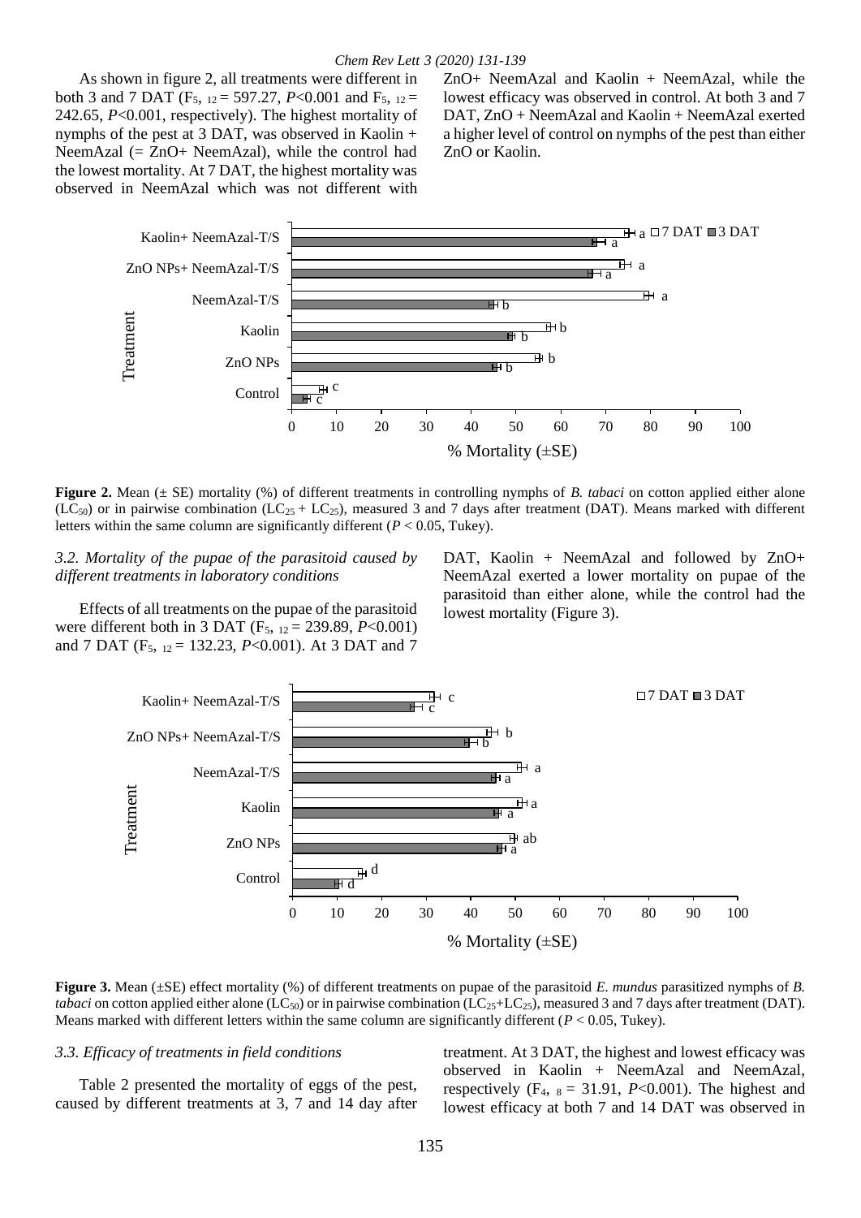As shown in figure 2, all treatments were different in both 3 and 7 DAT ($F_{5, 12}$ = 597.27, $P$<0.001 and $F_{5, 12}$ = 242.65, $P$<0.001, respectively). The highest mortality of nymphs of the pest at 3 DAT, was observed in Kaolin + NeemAzal (= ZnO+ NeemAzal), while the control had the lowest mortality. At 7 DAT, the highest mortality was observed in NeemAzal which was not different with ZnO+ NeemAzal and Kaolin + NeemAzal, while the lowest efficacy was observed in control. At both 3 and 7 DAT, ZnO + NeemAzal and Kaolin + NeemAzal exerted a higher level of control on nymphs of the pest than either ZnO or Kaolin.

**Figure 2.** Mean (± SE) mortality (%) of different treatments in controlling nymphs of *B. tabaci* on cotton applied either alone ($LC_{50}$) or in pairwise combination ($LC_{25}$ + $LC_{25}$), measured 3 and 7 days after treatment (DAT). Means marked with different letters within the same column are significantly different ($P$ < 0.05, Tukey).

### 3.2. Mortality of the pupae of the parasitoid caused by different treatments in laboratory conditions

Effects of all treatments on the pupae of the parasitoid were different both in 3 DAT ($F_{5, 12}$ = 239.89, $P$<0.001) and 7 DAT ($F_{5, 12}$ = 132.23, $P$<0.001). At 3 DAT and 7 DAT, Kaolin + NeemAzal and followed by ZnO+ NeemAzal exerted a lower mortality on pupae of the parasitoid than either alone, while the control had the lowest mortality (Figure 3).

**Figure 3.** Mean (±SE) effect mortality (%) of different treatments on pupae of the parasitoid *E. mundus* parasitized nymphs of *B. tabaci* on cotton applied either alone ($LC_{50}$) or in pairwise combination ($LC_{25}$+$LC_{25}$), measured 3 and 7 days after treatment (DAT). Means marked with different letters within the same column are significantly different ($P$ < 0.05, Tukey).

### 3.3. Efficacy of treatments in field conditions

Table 2 presented the mortality of eggs of the pest, caused by different treatments at 3, 7 and 14 day after treatment. At 3 DAT, the highest and lowest efficacy was observed in Kaolin + NeemAzal and NeemAzal, respectively ($F_{4, 8}$ = 31.91, $P$<0.001). The highest and lowest efficacy at both 7 and 14 DAT was observed in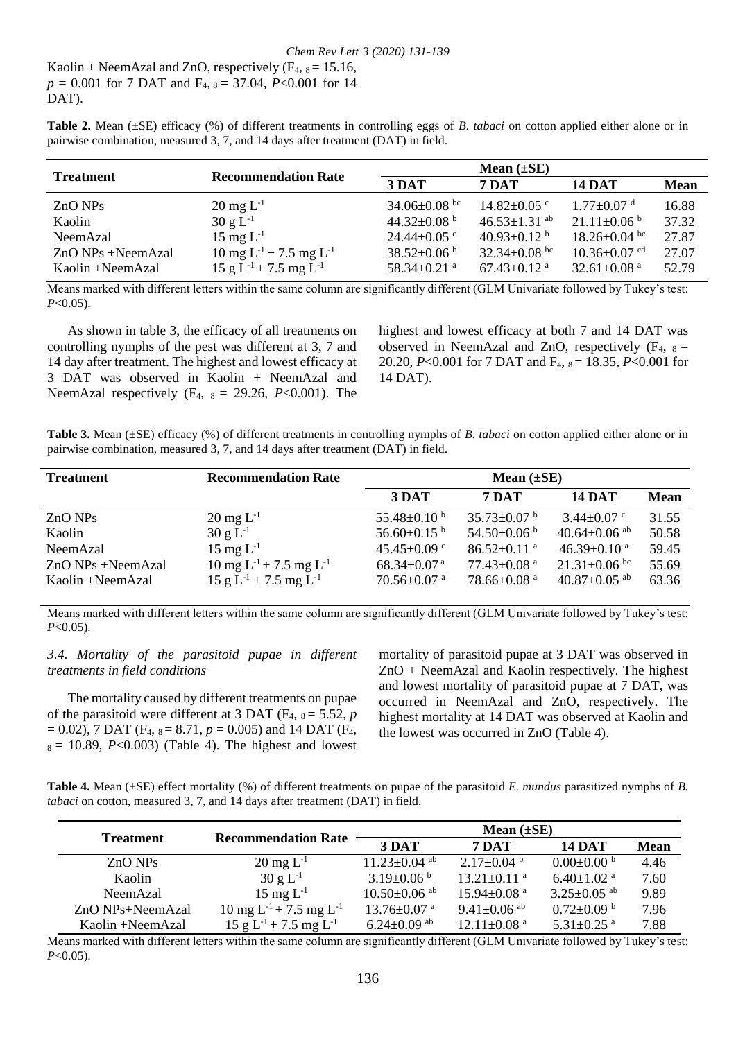Kaolin + NeemAzal and ZnO, respectively ($F_{4,\,8} = 15.16$, $p = 0.001$ for 7 DAT and $F_{4,\,8} = 37.04$, $P<0.001$ for 14 DAT).

**Table 2.** Mean (±SE) efficacy (%) of different treatments in controlling eggs of *B. tabaci* on cotton applied either alone or in pairwise combination, measured 3, 7, and 14 days after treatment (DAT) in field.

| Treatment | Recommendation Rate | Mean (±SE) | | | |
|---|---|---|---|---|---|
| | | 3 DAT | 7 DAT | 14 DAT | Mean |
| ZnO NPs | 20 mg $L^{-1}$ | 34.06±0.08 $^{bc}$ | 14.82±0.05 $^{c}$ | 1.77±0.07 $^{d}$ | 16.88 |
| Kaolin | 30 g $L^{-1}$ | 44.32±0.08 $^{b}$ | 46.53±1.31 $^{ab}$ | 21.11±0.06 $^{b}$ | 37.32 |
| NeemAzal | 15 mg $L^{-1}$ | 24.44±0.05 $^{c}$ | 40.93±0.12 $^{b}$ | 18.26±0.04 $^{bc}$ | 27.87 |
| ZnO NPs +NeemAzal | 10 mg $L^{-1}$ + 7.5 mg $L^{-1}$ | 38.52±0.06 $^{b}$ | 32.34±0.08 $^{bc}$ | 10.36±0.07 $^{cd}$ | 27.07 |
| Kaolin +NeemAzal | 15 g $L^{-1}$ + 7.5 mg $L^{-1}$ | 58.34±0.21 $^{a}$ | 67.43±0.12 $^{a}$ | 32.61±0.08 $^{a}$ | 52.79 |

Means marked with different letters within the same column are significantly different (GLM Univariate followed by Tukey's test: $P<0.05$).

As shown in table 3, the efficacy of all treatments on controlling nymphs of the pest was different at 3, 7 and 14 day after treatment. The highest and lowest efficacy at 3 DAT was observed in Kaolin + NeemAzal and NeemAzal respectively ($F_{4,\,8} = 29.26$, $P<0.001$). The highest and lowest efficacy at both 7 and 14 DAT was observed in NeemAzal and ZnO, respectively ($F_{4,\,8} = 20.20$, $P<0.001$ for 7 DAT and $F_{4,\,8} = 18.35$, $P<0.001$ for 14 DAT).

**Table 3.** Mean (±SE) efficacy (%) of different treatments in controlling nymphs of *B. tabaci* on cotton applied either alone or in pairwise combination, measured 3, 7, and 14 days after treatment (DAT) in field.

| Treatment | Recommendation Rate | Mean (±SE) | | | |
|---|---|---|---|---|---|
| | | 3 DAT | 7 DAT | 14 DAT | Mean |
| ZnO NPs | 20 mg $L^{-1}$ | 55.48±0.10 $^{b}$ | 35.73±0.07 $^{b}$ | 3.44±0.07 $^{c}$ | 31.55 |
| Kaolin | 30 g $L^{-1}$ | 56.60±0.15 $^{b}$ | 54.50±0.06 $^{b}$ | 40.64±0.06 $^{ab}$ | 50.58 |
| NeemAzal | 15 mg $L^{-1}$ | 45.45±0.09 $^{c}$ | 86.52±0.11 $^{a}$ | 46.39±0.10 $^{a}$ | 59.45 |
| ZnO NPs +NeemAzal | 10 mg $L^{-1}$ + 7.5 mg $L^{-1}$ | 68.34±0.07 $^{a}$ | 77.43±0.08 $^{a}$ | 21.31±0.06 $^{bc}$ | 55.69 |
| Kaolin +NeemAzal | 15 g $L^{-1}$ + 7.5 mg $L^{-1}$ | 70.56±0.07 $^{a}$ | 78.66±0.08 $^{a}$ | 40.87±0.05 $^{ab}$ | 63.36 |

Means marked with different letters within the same column are significantly different (GLM Univariate followed by Tukey's test: $P<0.05$).

### *3.4. Mortality of the parasitoid pupae in different treatments in field conditions*

The mortality caused by different treatments on pupae of the parasitoid were different at 3 DAT ($F_{4,\,8} = 5.52$, $p = 0.02$), 7 DAT ($F_{4,\,8} = 8.71$, $p = 0.005$) and 14 DAT ($F_{4,\,8} = 10.89$, $P<0.003$) (Table 4). The highest and lowest mortality of parasitoid pupae at 3 DAT was observed in ZnO + NeemAzal and Kaolin respectively. The highest and lowest mortality of parasitoid pupae at 7 DAT, was occurred in NeemAzal and ZnO, respectively. The highest mortality at 14 DAT was observed at Kaolin and the lowest was occurred in ZnO (Table 4).

**Table 4.** Mean (±SE) effect mortality (%) of different treatments on pupae of the parasitoid *E. mundus* parasitized nymphs of *B. tabaci* on cotton, measured 3, 7, and 14 days after treatment (DAT) in field.

| Treatment | Recommendation Rate | Mean (±SE) | | | |
|---|---|---|---|---|---|
| | | 3 DAT | 7 DAT | 14 DAT | Mean |
| ZnO NPs | 20 mg $L^{-1}$ | 11.23±0.04 $^{ab}$ | 2.17±0.04 $^{b}$ | 0.00±0.00 $^{b}$ | 4.46 |
| Kaolin | 30 g $L^{-1}$ | 3.19±0.06 $^{b}$ | 13.21±0.11 $^{a}$ | 6.40±1.02 $^{a}$ | 7.60 |
| NeemAzal | 15 mg $L^{-1}$ | 10.50±0.06 $^{ab}$ | 15.94±0.08 $^{a}$ | 3.25±0.05 $^{ab}$ | 9.89 |
| ZnO NPs+NeemAzal | 10 mg $L^{-1}$ + 7.5 mg $L^{-1}$ | 13.76±0.07 $^{a}$ | 9.41±0.06 $^{ab}$ | 0.72±0.09 $^{b}$ | 7.96 |
| Kaolin +NeemAzal | 15 g $L^{-1}$ + 7.5 mg $L^{-1}$ | 6.24±0.09 $^{ab}$ | 12.11±0.08 $^{a}$ | 5.31±0.25 $^{a}$ | 7.88 |

Means marked with different letters within the same column are significantly different (GLM Univariate followed by Tukey's test: $P<0.05$).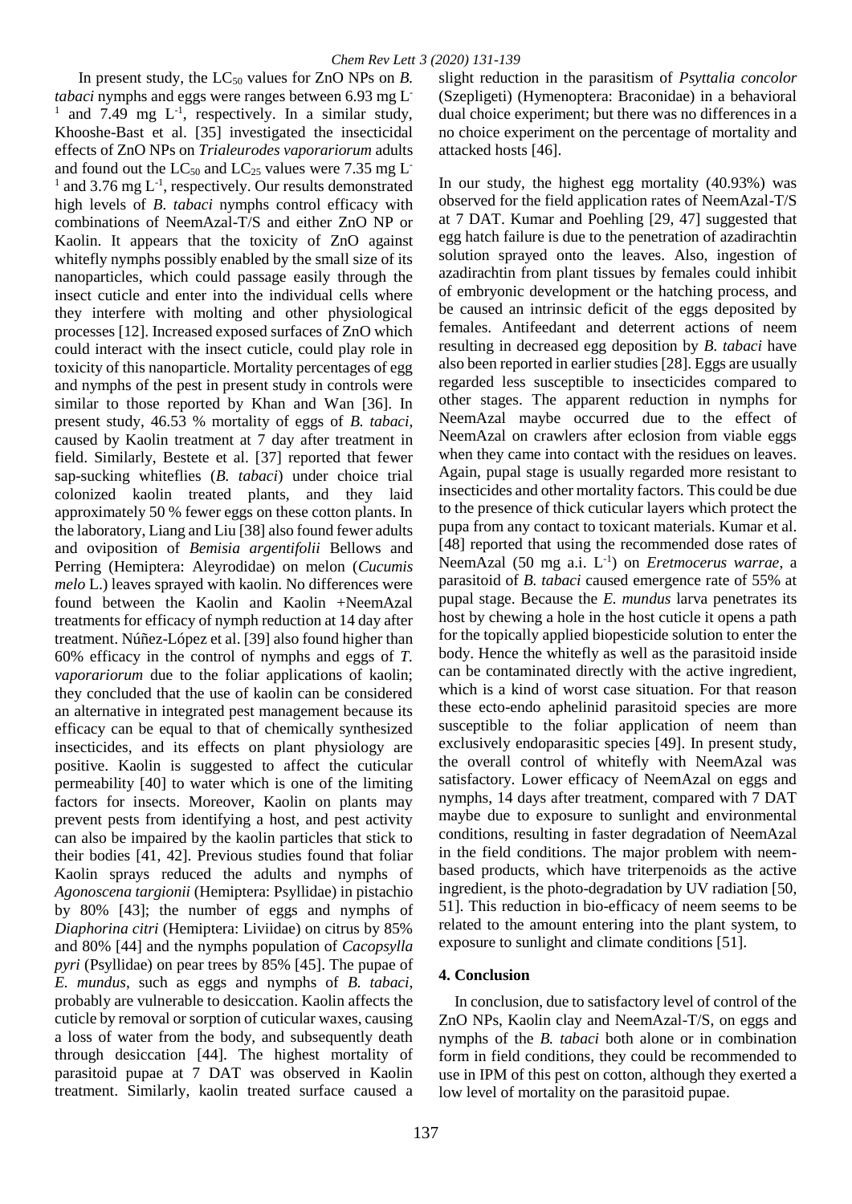In present study, the $LC_{50}$ values for ZnO NPs on *B. tabaci* nymphs and eggs were ranges between 6.93 mg $L^{-1}$ and 7.49 mg $L^{-1}$, respectively. In a similar study, Khooshe-Bast et al. [35] investigated the insecticidal effects of ZnO NPs on *Trialeurodes vaporariorum* adults and found out the $LC_{50}$ and $LC_{25}$ values were 7.35 mg $L^{-1}$ and 3.76 mg $L^{-1}$, respectively. Our results demonstrated high levels of *B. tabaci* nymphs control efficacy with combinations of NeemAzal-T/S and either ZnO NP or Kaolin. It appears that the toxicity of ZnO against whitefly nymphs possibly enabled by the small size of its nanoparticles, which could passage easily through the insect cuticle and enter into the individual cells where they interfere with molting and other physiological processes [12]. Increased exposed surfaces of ZnO which could interact with the insect cuticle, could play role in toxicity of this nanoparticle. Mortality percentages of egg and nymphs of the pest in present study in controls were similar to those reported by Khan and Wan [36]. In present study, 46.53 % mortality of eggs of *B. tabaci*, caused by Kaolin treatment at 7 day after treatment in field. Similarly, Bestete et al. [37] reported that fewer sap-sucking whiteflies (*B. tabaci*) under choice trial colonized kaolin treated plants, and they laid approximately 50 % fewer eggs on these cotton plants. In the laboratory, Liang and Liu [38] also found fewer adults and oviposition of *Bemisia argentifolii* Bellows and Perring (Hemiptera: Aleyrodidae) on melon (*Cucumis melo* L.) leaves sprayed with kaolin. No differences were found between the Kaolin and Kaolin +NeemAzal treatments for efficacy of nymph reduction at 14 day after treatment. Núñez-López et al. [39] also found higher than 60% efficacy in the control of nymphs and eggs of *T. vaporariorum* due to the foliar applications of kaolin; they concluded that the use of kaolin can be considered an alternative in integrated pest management because its efficacy can be equal to that of chemically synthesized insecticides, and its effects on plant physiology are positive. Kaolin is suggested to affect the cuticular permeability [40] to water which is one of the limiting factors for insects. Moreover, Kaolin on plants may prevent pests from identifying a host, and pest activity can also be impaired by the kaolin particles that stick to their bodies [41, 42]. Previous studies found that foliar Kaolin sprays reduced the adults and nymphs of *Agonoscena targionii* (Hemiptera: Psyllidae) in pistachio by 80% [43]; the number of eggs and nymphs of *Diaphorina citri* (Hemiptera: Liviidae) on citrus by 85% and 80% [44] and the nymphs population of *Cacopsylla pyri* (Psyllidae) on pear trees by 85% [45]. The pupae of *E. mundus*, such as eggs and nymphs of *B. tabaci*, probably are vulnerable to desiccation. Kaolin affects the cuticle by removal or sorption of cuticular waxes, causing a loss of water from the body, and subsequently death through desiccation [44]. The highest mortality of parasitoid pupae at 7 DAT was observed in Kaolin treatment. Similarly, kaolin treated surface caused a slight reduction in the parasitism of *Psyttalia concolor* (Szepligeti) (Hymenoptera: Braconidae) in a behavioral dual choice experiment; but there was no differences in a no choice experiment on the percentage of mortality and attacked hosts [46].

In our study, the highest egg mortality (40.93%) was observed for the field application rates of NeemAzal-T/S at 7 DAT. Kumar and Poehling [29, 47] suggested that egg hatch failure is due to the penetration of azadirachtin solution sprayed onto the leaves. Also, ingestion of azadirachtin from plant tissues by females could inhibit of embryonic development or the hatching process, and be caused an intrinsic deficit of the eggs deposited by females. Antifeedant and deterrent actions of neem resulting in decreased egg deposition by *B. tabaci* have also been reported in earlier studies [28]. Eggs are usually regarded less susceptible to insecticides compared to other stages. The apparent reduction in nymphs for NeemAzal maybe occurred due to the effect of NeemAzal on crawlers after eclosion from viable eggs when they came into contact with the residues on leaves. Again, pupal stage is usually regarded more resistant to insecticides and other mortality factors. This could be due to the presence of thick cuticular layers which protect the pupa from any contact to toxicant materials. Kumar et al. [48] reported that using the recommended dose rates of NeemAzal (50 mg a.i. $L^{-1}$) on *Eretmocerus warrae*, a parasitoid of *B. tabaci* caused emergence rate of 55% at pupal stage. Because the *E. mundus* larva penetrates its host by chewing a hole in the host cuticle it opens a path for the topically applied biopesticide solution to enter the body. Hence the whitefly as well as the parasitoid inside can be contaminated directly with the active ingredient, which is a kind of worst case situation. For that reason these ecto-endo aphelinid parasitoid species are more susceptible to the foliar application of neem than exclusively endoparasitic species [49]. In present study, the overall control of whitefly with NeemAzal was satisfactory. Lower efficacy of NeemAzal on eggs and nymphs, 14 days after treatment, compared with 7 DAT maybe due to exposure to sunlight and environmental conditions, resulting in faster degradation of NeemAzal in the field conditions. The major problem with neem-based products, which have triterpenoids as the active ingredient, is the photo-degradation by UV radiation [50, 51]. This reduction in bio-efficacy of neem seems to be related to the amount entering into the plant system, to exposure to sunlight and climate conditions [51].

## 4. Conclusion

In conclusion, due to satisfactory level of control of the ZnO NPs, Kaolin clay and NeemAzal-T/S, on eggs and nymphs of the *B. tabaci* both alone or in combination form in field conditions, they could be recommended to use in IPM of this pest on cotton, although they exerted a low level of mortality on the parasitoid pupae.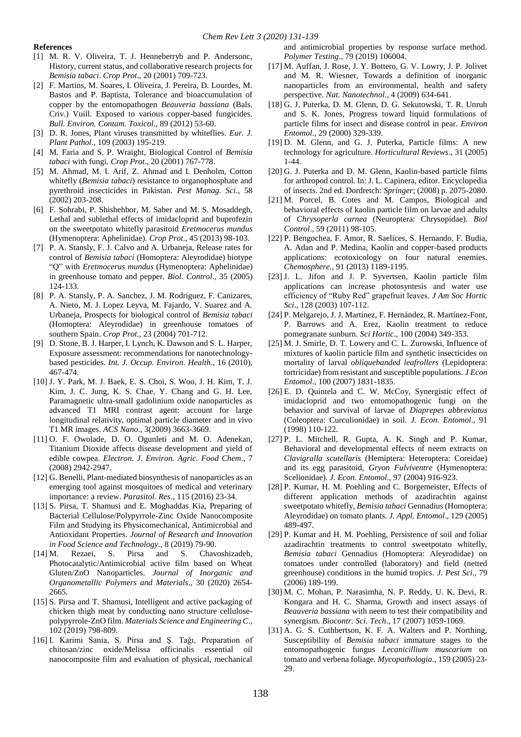**References**

[1] M. R. V. Oliveira, T. J. Henneberryb and P. Andersonc, History, current status, and collaborative research projects for *Bemisia tabaci*. *Crop Prot*., 20 (2001) 709-723.

[2] F. Martins, M. Soares, I. Oliveira, J. Pereira, D. Lourdes, M. Bastos and P. Baptista, Tolerance and bioaccumulation of copper by the entomopathogen *Beauveria bassiana* (Bals. Criv.) Vuill. Exposed to various copper-based fungicides. *Bull. Environ. Contam. Toxicol*., 89 (2012) 53-60.

[3] D. R. Jones, Plant viruses transmitted by whiteflies. *Eur. J. Plant Pathol*., 109 (2003) 195-219.

[4] M. Faria and S. P. Wraight, Biological Control of *Bemisia tabaci* with fungi. *Crop Prot*., 20 (2001) 767-778.

[5] M. Ahmad, M. I. Arif, Z. Ahmad and I. Denholm, Cotton whitefly (*Bemisia tabaci*) resistance to organophosphate and pyrethroid insecticides in Pakistan. *Pest Manag. Sci*., 58 (2002) 203-208.

[6] F. Sohrabi, P. Shishehbor, M. Saber and M. S. Mosaddegh, Lethal and sublethal effects of imidacloprid and buprofezin on the sweetpotato whitefly parasitoid *Eretmocerus mundus* (Hymenoptera: Aphelinidae). *Crop Prot*., 45 (2013) 98-103.

[7] P. A. Stansly, F. J. Calvo and A. Urbaneja, Release rates for control of *Bemisia tabaci* (Homoptera: Aleyrodidae) biotype "Q" with *Eretmocerus mundus* (Hymenoptera: Aphelinidae) in greenhouse tomato and pepper. *Biol. Control*., 35 (2005) 124-133.

[8] P. A. Stansly, P. A. Sanchez, J. M. Rodriguez, F. Canizares, A. Nieto, M. J. Lopez Leyva, M. Fajardo, V. Suarez and A. Urbaneja, Prospects for biological control of *Bemisia tabaci* (Homoptera: Aleyrodidae) in greenhouse tomatoes of southern Spain. *Crop Prot*., 23 (2004) 701-712.

[9] D. Stone, B. J. Harper, I. Lynch, K. Dawson and S. L. Harper, Exposure assessment: recommendations for nanotechnology-based pesticides. *Int. J. Occup. Environ. Health*., 16 (2010), 467-474.

[10] J. Y. Park, M. J. Baek, E. S. Choi, S. Woo, J. H. Kim, T. J. Kim, J. C. Jung, K. S. Chae, Y. Chang and G. H. Lee, Paramagnetic ultra-small gadolinium oxide nanoparticles as advanced T1 MRI contrast agent: account for large longitudinal relativity, optimal particle diameter and in vivo T1 MR images. *ACS Nano*., 3(2009) 3663-3669.

[11] O. F. Owolade, D. O. Ogunleti and M. O. Adenekan, Titanium Dioxide affects disease development and yield of edible cowpea. *Electron. J. Environ. Agric. Food Chem*., 7 (2008) 2942-2947.

[12] G. Benelli, Plant-mediated biosynthesis of nanoparticles as an emerging tool against mosquitoes of medical and veterinary importance: a review. *Parasitol. Res*., 115 (2016) 23-34.

[13] S. Pirsa, T. Shamusi and E. Moghaddas Kia, Preparing of Bacterial Cellulose/Polypyrrole-Zinc Oxide Nanocomposite Film and Studying its Physicomechanical, Antimicrobial and Antioxidant Properties. *Journal of Research and Innovation in Food Science and Technology*., 8 (2019) 79-90.

[14] M. Rezaei, S. Pirsa and S. Chavoshizadeh, Photocatalytic/Antimicrobial active film based on Wheat Gluten/ZnO Nanoparticles. *Journal of Inorganic and Organometallic Polymers and Materials*., 30 (2020) 2654-2665.

[15] S. Pirsa and T. Shamusi, Intelligent and active packaging of chicken thigh meat by conducting nano structure cellulose-polypyrrole-ZnO film. *Materials Science and Engineering C*., 102 (2019) 798-809.

[16] I. Karimi Sania, S. Pirsa and Ş. Tağı, Preparation of chitosan/zinc oxide/Melissa officinalis essential oil nanocomposite film and evaluation of physical, mechanical and antimicrobial properties by response surface method. *Polymer Testing*., 79 (2019) 106004.

[17] M. Auffan, J. Rose, J. Y. Bottero, G. V. Lowry, J. P. Jolivet and M. R. Wiesner, Towards a definition of inorganic nanoparticles from an environmental, health and safety perspective. *Nat. Nanotechnol*., 4 (2009) 634-641.

[18] G. J. Puterka, D. M. Glenn, D. G. Sekutowski, T. R. Unruh and S. K. Jones, Progress toward liquid formulations of particle films for insect and disease control in pear. *Environ Entomol*., 29 (2000) 329-339.

[19] D. M. Glenn, and G. J. Puterka, Particle films: A new technology for agriculture. *Horticultural Reviews*., 31 (2005) 1-44.

[20] G. J. Puterka and D. M. Glenn, Kaolin-based particle films for arthropod control. In: J. L. Capinera, editor. Encyclopedia of insects. 2nd ed. Dordrecht: *Springer*; (2008) p. 2075-2080.

[21] M. Porcel, B. Cotes and M. Campos, Biological and behavioral effects of kaolin particle film on larvae and adults of *Chrysoperla carnea* (Neuroptera: Chrysopidae). *Biol Control*., 59 (2011) 98-105.

[22] P. Bengochea, F. Amor, R. Saelices, S. Hernando, F. Budia, A. Adan and P. Medina, Kaolin and copper-based products applications: ecotoxicology on four natural enemies. *Chemosphere*., 91 (2013) 1189-1195.

[23] J. L. Jifon and J. P. Syvertsen, Kaolin particle film applications can increase photosyntesis and water use efficiency of "Ruby Red" grapefruit leaves. *J Am Soc Hortic Sci*., 128 (2003) 107-112.

[24] P. Melgarejo, J. J. Martínez, F. Hernández, R. Martínez-Font, P. Barrows and A. Erez, Kaolin treatment to reduce pomegranate sunburn. *Sci Hortic*., 100 (2004) 349-353.

[25] M. J. Smirle, D. T. Lowery and C. L. Zurowski, Influence of mixtures of kaolin particle film and synthetic insecticides on mortality of larval *obliquebanded leafrollers* (Lepidoptera: tortricidae) from resistant and susceptible populations. *J Econ Entomol*., 100 (2007) 1831-1835.

[26] E. D. Quintela and C. W. McCoy, Synergistic effect of imidacloprid and two entomopathogenic fungi on the behavior and survival of larvae of *Diaprepes abbreviatus* (Coleoptera: Curculionidae) in soil. *J. Econ. Entomol*., 91 (1998) 110-122.

[27] P. L. Mitchell, R. Gupta, A. K. Singh and P. Kumar, Behavioral and developmental effects of neem extracts on *Clavigralla scutellaris* (Hemiptera: Heteroptera: Coreidae) and its egg parasitoid, *Gryon Fulviventre* (Hymenoptera: Scelionidae). *J. Econ. Entomol*., 97 (2004) 916-923.

[28] P. Kumar, H. M. Poehling and C. Borgemeister, Effects of different application methods of azadirachtin against sweetpotato whitefly, *Bemisia tabaci* Gennadius (Homoptera: Aleyrodidae) on tomato plants. *J. Appl. Entomol*., 129 (2005) 489-497.

[29] P. Kumar and H. M. Poehling, Persistence of soil and foliar azadirachtin treatments to control sweetpotato whitefly, *Bemisia tabaci* Gennadius (Homoptera: Aleyrodidae) on tomatoes under controlled (laboratory) and field (netted greenhouse) conditions in the humid tropics. *J. Pest Sci*., 79 (2006) 189-199.

[30] M. C. Mohan, P. Narasimha, N. P. Reddy, U. K. Devi, R. Kongara and H. C. Sharma, Growth and insect assays of *Beauveria bassiana* with neem to test their compatibility and synergism. *Biocontr. Sci. Tech*., 17 (2007) 1059-1069.

[31] A. G. S. Cuthbertson, K. F. A. Walters and P. Northing, Susceptibility of *Bemisia tabaci* immature stages to the entomopathogenic fungus *Lecanicillium muscarium* on tomato and verbena foliage. *Mycopathologia*., 159 (2005) 23-29.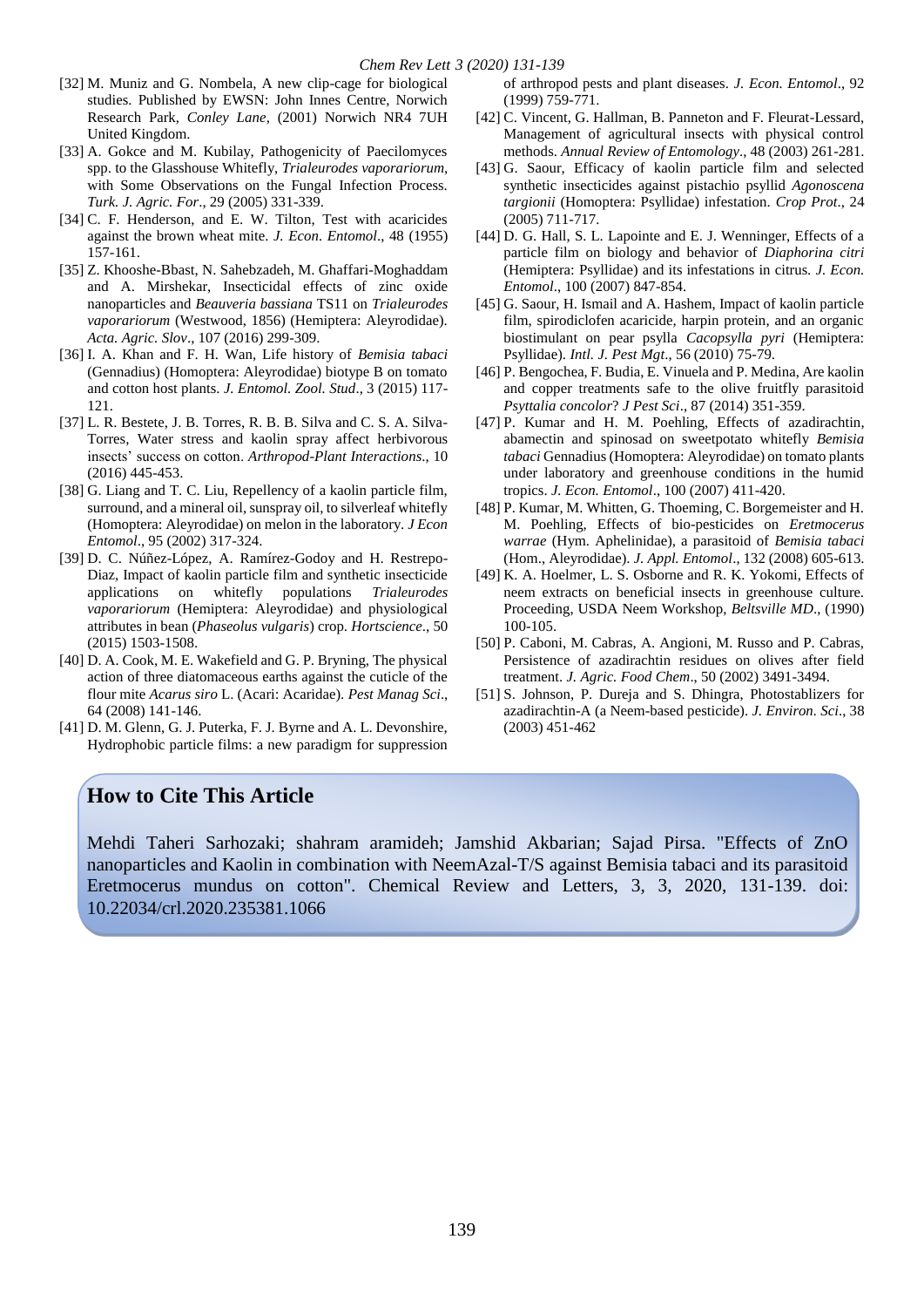[32] M. Muniz and G. Nombela, A new clip-cage for biological studies. Published by EWSN: John Innes Centre, Norwich Research Park, *Conley Lane*, (2001) Norwich NR4 7UH United Kingdom.

[33] A. Gokce and M. Kubilay, Pathogenicity of Paecilomyces spp. to the Glasshouse Whitefly, *Trialeurodes vaporariorum*, with Some Observations on the Fungal Infection Process. *Turk. J. Agric. For*., 29 (2005) 331-339.

[34] C. F. Henderson, and E. W. Tilton, Test with acaricides against the brown wheat mite. *J. Econ. Entomol*., 48 (1955) 157-161.

[35] Z. Khooshe-Bbast, N. Sahebzadeh, M. Ghaffari-Moghaddam and A. Mirshekar, Insecticidal effects of zinc oxide nanoparticles and *Beauveria bassiana* TS11 on *Trialeurodes vaporariorum* (Westwood, 1856) (Hemiptera: Aleyrodidae). *Acta. Agric. Slov*., 107 (2016) 299-309.

[36] I. A. Khan and F. H. Wan, Life history of *Bemisia tabaci* (Gennadius) (Homoptera: Aleyrodidae) biotype B on tomato and cotton host plants. *J. Entomol. Zool. Stud*., 3 (2015) 117-121.

[37] L. R. Bestete, J. B. Torres, R. B. B. Silva and C. S. A. Silva-Torres, Water stress and kaolin spray affect herbivorous insects' success on cotton. *Arthropod-Plant Interactions*., 10 (2016) 445-453.

[38] G. Liang and T. C. Liu, Repellency of a kaolin particle film, surround, and a mineral oil, sunspray oil, to silverleaf whitefly (Homoptera: Aleyrodidae) on melon in the laboratory. *J Econ Entomol*., 95 (2002) 317-324.

[39] D. C. Núñez-López, A. Ramírez-Godoy and H. Restrepo-Diaz, Impact of kaolin particle film and synthetic insecticide applications on whitefly populations *Trialeurodes vaporariorum* (Hemiptera: Aleyrodidae) and physiological attributes in bean (*Phaseolus vulgaris*) crop. *Hortscience*., 50 (2015) 1503-1508.

[40] D. A. Cook, M. E. Wakefield and G. P. Bryning, The physical action of three diatomaceous earths against the cuticle of the flour mite *Acarus siro* L. (Acari: Acaridae). *Pest Manag Sci*., 64 (2008) 141-146.

[41] D. M. Glenn, G. J. Puterka, F. J. Byrne and A. L. Devonshire, Hydrophobic particle films: a new paradigm for suppression of arthropod pests and plant diseases. *J. Econ. Entomol*., 92 (1999) 759-771.

[42] C. Vincent, G. Hallman, B. Panneton and F. Fleurat-Lessard, Management of agricultural insects with physical control methods. *Annual Review of Entomology*., 48 (2003) 261-281.

[43] G. Saour, Efficacy of kaolin particle film and selected synthetic insecticides against pistachio psyllid *Agonoscena targionii* (Homoptera: Psyllidae) infestation. *Crop Prot*., 24 (2005) 711-717.

[44] D. G. Hall, S. L. Lapointe and E. J. Wenninger, Effects of a particle film on biology and behavior of *Diaphorina citri* (Hemiptera: Psyllidae) and its infestations in citrus. *J. Econ. Entomol*., 100 (2007) 847-854.

[45] G. Saour, H. Ismail and A. Hashem, Impact of kaolin particle film, spirodiclofen acaricide, harpin protein, and an organic biostimulant on pear psylla *Cacopsylla pyri* (Hemiptera: Psyllidae). *Intl. J. Pest Mgt*., 56 (2010) 75-79.

[46] P. Bengochea, F. Budia, E. Vinuela and P. Medina, Are kaolin and copper treatments safe to the olive fruitfly parasitoid *Psyttalia concolor*? *J Pest Sci*., 87 (2014) 351-359.

[47] P. Kumar and H. M. Poehling, Effects of azadirachtin, abamectin and spinosad on sweetpotato whitefly *Bemisia tabaci* Gennadius (Homoptera: Aleyrodidae) on tomato plants under laboratory and greenhouse conditions in the humid tropics. *J. Econ. Entomol*., 100 (2007) 411-420.

[48] P. Kumar, M. Whitten, G. Thoeming, C. Borgemeister and H. M. Poehling, Effects of bio-pesticides on *Eretmocerus warrae* (Hym. Aphelinidae), a parasitoid of *Bemisia tabaci* (Hom., Aleyrodidae). *J. Appl. Entomol*., 132 (2008) 605-613.

[49] K. A. Hoelmer, L. S. Osborne and R. K. Yokomi, Effects of neem extracts on beneficial insects in greenhouse culture. Proceeding, USDA Neem Workshop, *Beltsville MD*., (1990) 100-105.

[50] P. Caboni, M. Cabras, A. Angioni, M. Russo and P. Cabras, Persistence of azadirachtin residues on olives after field treatment. *J. Agric. Food Chem*., 50 (2002) 3491-3494.

[51] S. Johnson, P. Dureja and S. Dhingra, Photostablizers for azadirachtin-A (a Neem-based pesticide). *J. Environ. Sci*., 38 (2003) 451-462

## How to Cite This Article

Mehdi Taheri Sarhozaki; shahram aramideh; Jamshid Akbarian; Sajad Pirsa. "Effects of ZnO nanoparticles and Kaolin in combination with NeemAzal-T/S against Bemisia tabaci and its parasitoid Eretmocerus mundus on cotton". Chemical Review and Letters, 3, 3, 2020, 131-139. doi: 10.22034/crl.2020.235381.1066